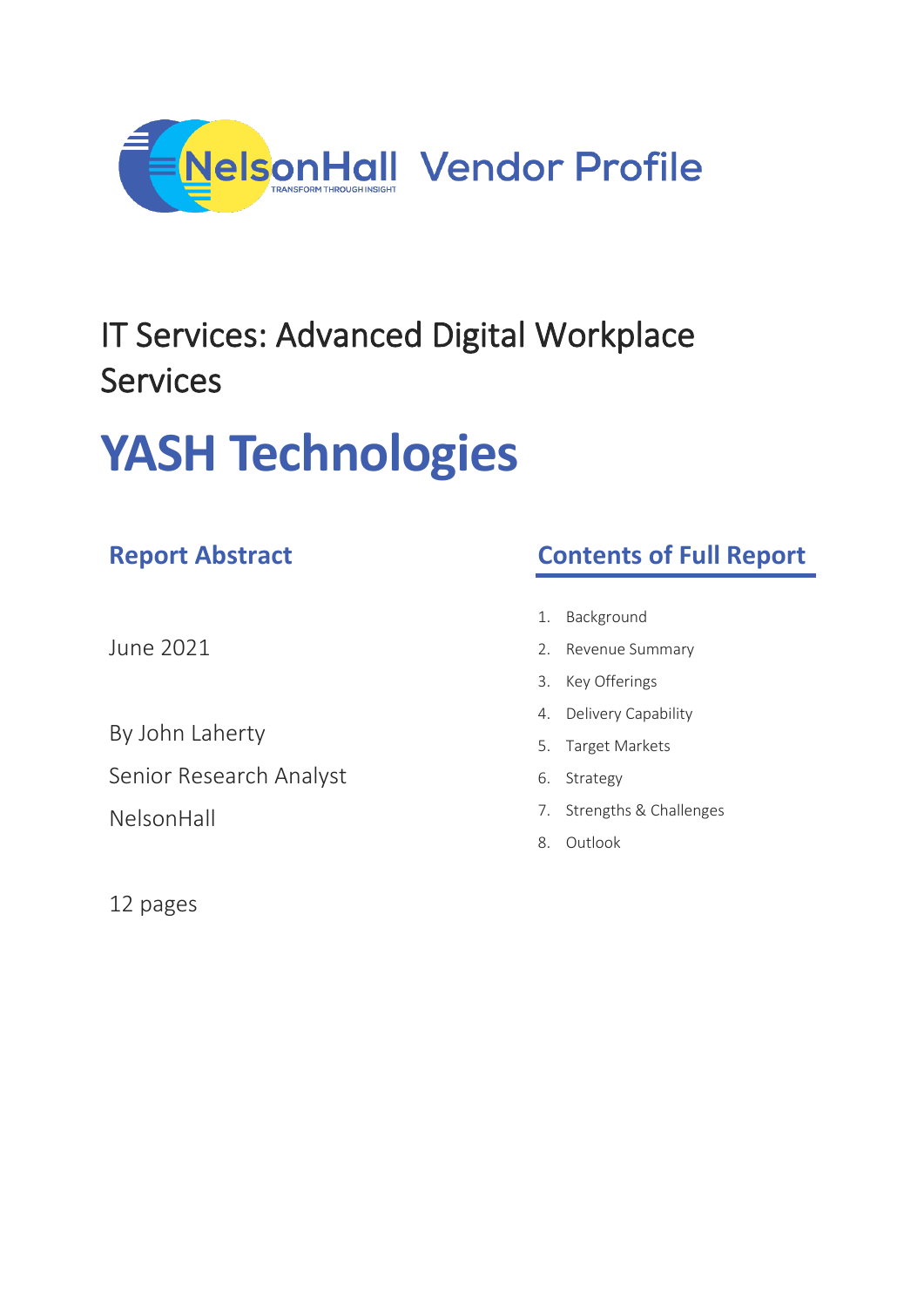NelsonHall Vendor Profile

# IT Services: Advanced Digital Workplace Services

# YASH Technologies

## Report Abstract

June 2021

By John Laherty

Senior Research Analyst

NelsonHall

12 pages

## Contents of Full Report

1. Background
2. Revenue Summary
3. Key Offerings
4. Delivery Capability
5. Target Markets
6. Strategy
7. Strengths & Challenges
8. Outlook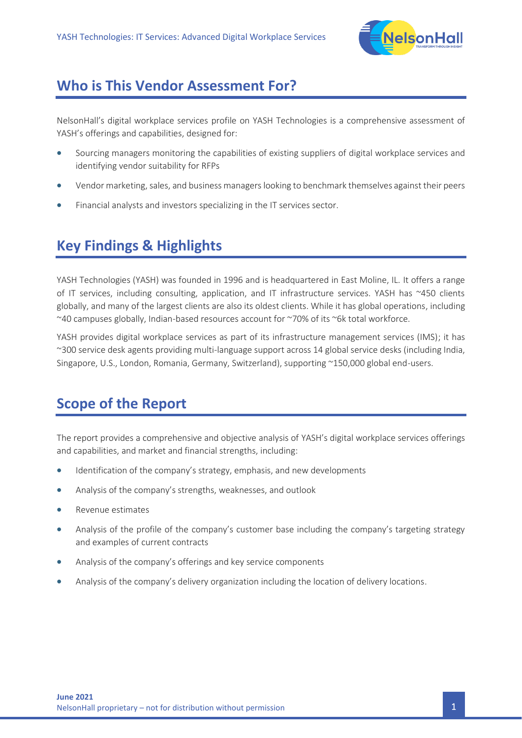## Who is This Vendor Assessment For?

NelsonHall's digital workplace services profile on YASH Technologies is a comprehensive assessment of YASH's offerings and capabilities, designed for:

- Sourcing managers monitoring the capabilities of existing suppliers of digital workplace services and identifying vendor suitability for RFPs
- Vendor marketing, sales, and business managers looking to benchmark themselves against their peers
- Financial analysts and investors specializing in the IT services sector.

## Key Findings & Highlights

YASH Technologies (YASH) was founded in 1996 and is headquartered in East Moline, IL. It offers a range of IT services, including consulting, application, and IT infrastructure services. YASH has ~450 clients globally, and many of the largest clients are also its oldest clients. While it has global operations, including ~40 campuses globally, Indian-based resources account for ~70% of its ~6k total workforce.

YASH provides digital workplace services as part of its infrastructure management services (IMS); it has ~300 service desk agents providing multi-language support across 14 global service desks (including India, Singapore, U.S., London, Romania, Germany, Switzerland), supporting ~150,000 global end-users.

## Scope of the Report

The report provides a comprehensive and objective analysis of YASH's digital workplace services offerings and capabilities, and market and financial strengths, including:

- Identification of the company's strategy, emphasis, and new developments
- Analysis of the company's strengths, weaknesses, and outlook
- Revenue estimates
- Analysis of the profile of the company's customer base including the company's targeting strategy and examples of current contracts
- Analysis of the company's offerings and key service components
- Analysis of the company's delivery organization including the location of delivery locations.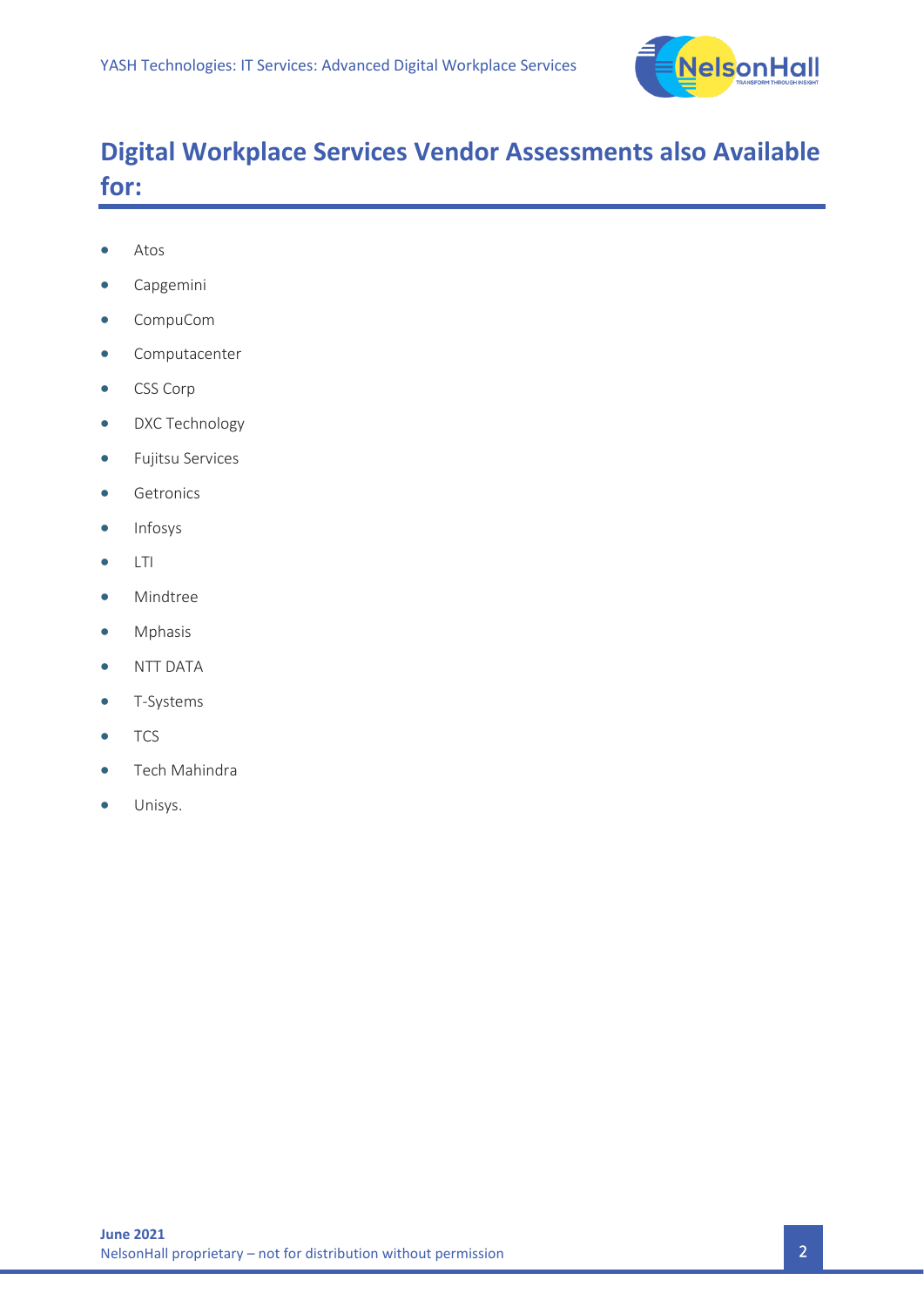## Digital Workplace Services Vendor Assessments also Available for:

- Atos
- Capgemini
- CompuCom
- Computacenter
- CSS Corp
- DXC Technology
- Fujitsu Services
- Getronics
- Infosys
- LTI
- Mindtree
- Mphasis
- NTT DATA
- T-Systems
- TCS
- Tech Mahindra
- Unisys.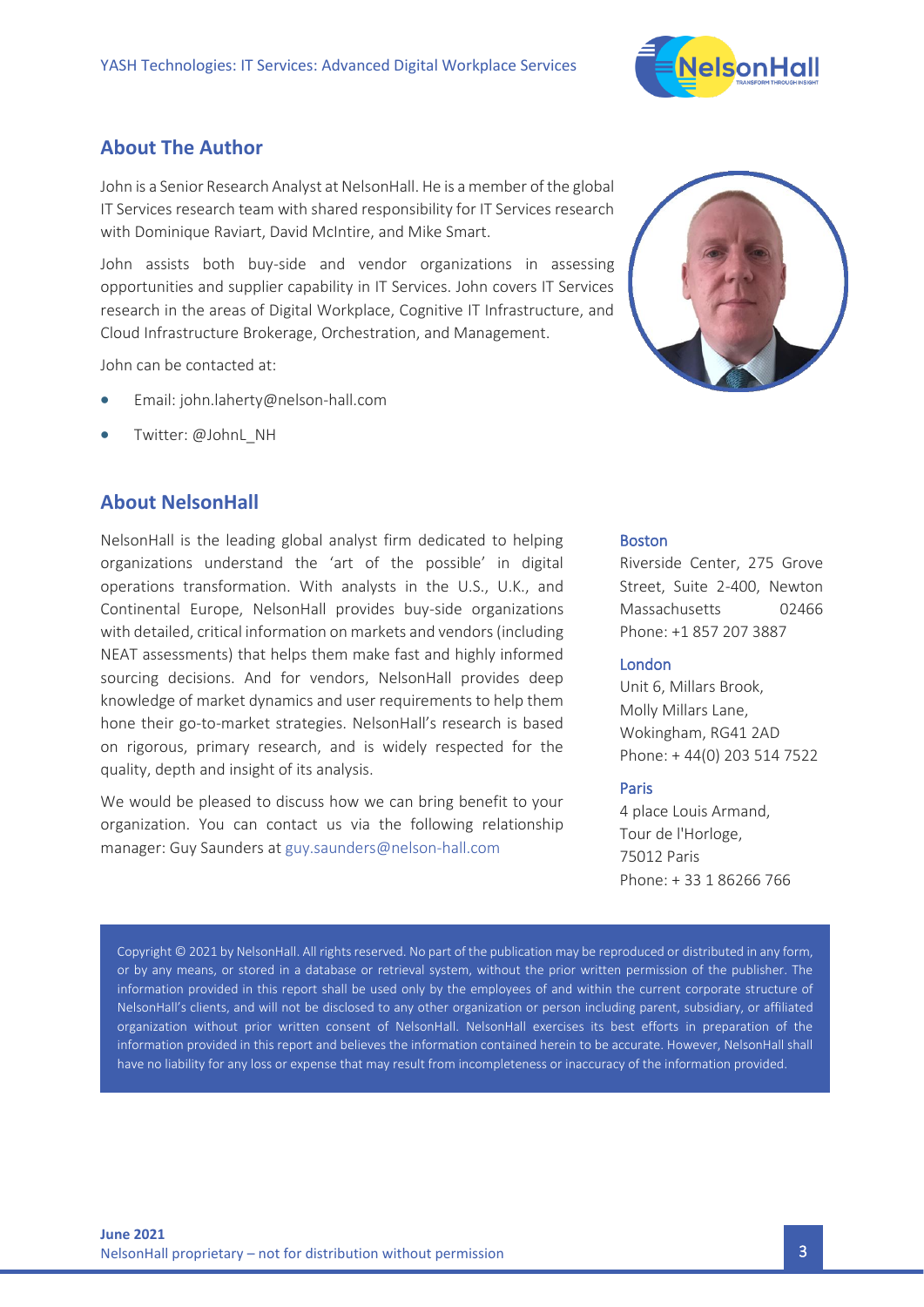## About The Author

John is a Senior Research Analyst at NelsonHall. He is a member of the global IT Services research team with shared responsibility for IT Services research with Dominique Raviart, David McIntire, and Mike Smart.

John assists both buy-side and vendor organizations in assessing opportunities and supplier capability in IT Services. John covers IT Services research in the areas of Digital Workplace, Cognitive IT Infrastructure, and Cloud Infrastructure Brokerage, Orchestration, and Management.

John can be contacted at:

- Email: john.laherty@nelson-hall.com
- Twitter: @JohnL_NH

## About NelsonHall

NelsonHall is the leading global analyst firm dedicated to helping organizations understand the 'art of the possible' in digital operations transformation. With analysts in the U.S., U.K., and Continental Europe, NelsonHall provides buy-side organizations with detailed, critical information on markets and vendors (including NEAT assessments) that helps them make fast and highly informed sourcing decisions. And for vendors, NelsonHall provides deep knowledge of market dynamics and user requirements to help them hone their go-to-market strategies. NelsonHall's research is based on rigorous, primary research, and is widely respected for the quality, depth and insight of its analysis.

We would be pleased to discuss how we can bring benefit to your organization. You can contact us via the following relationship manager: Guy Saunders at guy.saunders@nelson-hall.com

**Boston**
Riverside Center, 275 Grove Street, Suite 2-400, Newton Massachusetts 02466
Phone: +1 857 207 3887

**London**
Unit 6, Millars Brook,
Molly Millars Lane,
Wokingham, RG41 2AD
Phone: + 44(0) 203 514 7522

**Paris**
4 place Louis Armand,
Tour de l'Horloge,
75012 Paris
Phone: + 33 1 86266 766

Copyright © 2021 by NelsonHall. All rights reserved. No part of the publication may be reproduced or distributed in any form, or by any means, or stored in a database or retrieval system, without the prior written permission of the publisher. The information provided in this report shall be used only by the employees of and within the current corporate structure of NelsonHall's clients, and will not be disclosed to any other organization or person including parent, subsidiary, or affiliated organization without prior written consent of NelsonHall. NelsonHall exercises its best efforts in preparation of the information provided in this report and believes the information contained herein to be accurate. However, NelsonHall shall have no liability for any loss or expense that may result from incompleteness or inaccuracy of the information provided.